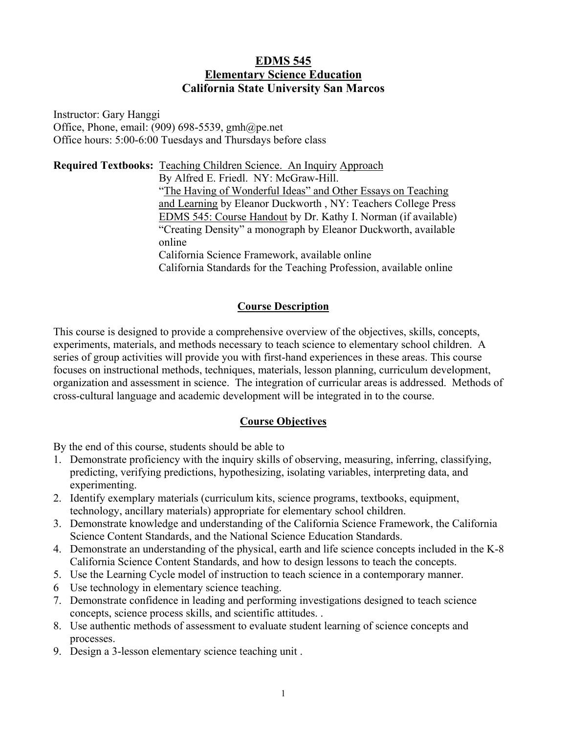# EDMS 545
## Elementary Science Education
## California State University San Marcos

Instructor: Gary Hanggi
Office, Phone, email: (909) 698-5539, gmh@pe.net
Office hours: 5:00-6:00 Tuesdays and Thursdays before class

**Required Textbooks:** Teaching Children Science. An Inquiry Approach
By Alfred E. Friedl. NY: McGraw-Hill.
"The Having of Wonderful Ideas" and Other Essays on Teaching and Learning by Eleanor Duckworth , NY: Teachers College Press
EDMS 545: Course Handout by Dr. Kathy I. Norman (if available)
"Creating Density" a monograph by Eleanor Duckworth, available online
California Science Framework, available online
California Standards for the Teaching Profession, available online

## Course Description

This course is designed to provide a comprehensive overview of the objectives, skills, concepts, experiments, materials, and methods necessary to teach science to elementary school children. A series of group activities will provide you with first-hand experiences in these areas. This course focuses on instructional methods, techniques, materials, lesson planning, curriculum development, organization and assessment in science. The integration of curricular areas is addressed. Methods of cross-cultural language and academic development will be integrated in to the course.

## Course Objectives

By the end of this course, students should be able to

1. Demonstrate proficiency with the inquiry skills of observing, measuring, inferring, classifying, predicting, verifying predictions, hypothesizing, isolating variables, interpreting data, and experimenting.
2. Identify exemplary materials (curriculum kits, science programs, textbooks, equipment, technology, ancillary materials) appropriate for elementary school children.
3. Demonstrate knowledge and understanding of the California Science Framework, the California Science Content Standards, and the National Science Education Standards.
4. Demonstrate an understanding of the physical, earth and life science concepts included in the K-8 California Science Content Standards, and how to design lessons to teach the concepts.
5. Use the Learning Cycle model of instruction to teach science in a contemporary manner.
6. Use technology in elementary science teaching.
7. Demonstrate confidence in leading and performing investigations designed to teach science concepts, science process skills, and scientific attitudes. .
8. Use authentic methods of assessment to evaluate student learning of science concepts and processes.
9. Design a 3-lesson elementary science teaching unit .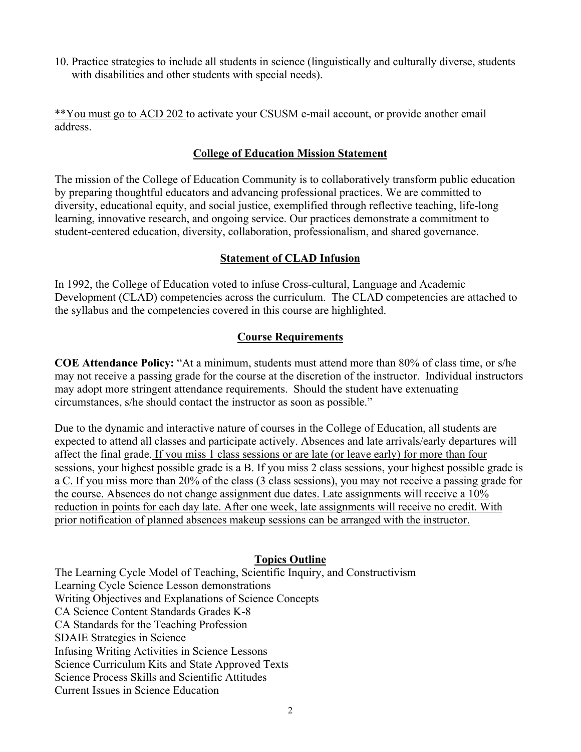10. Practice strategies to include all students in science (linguistically and culturally diverse, students with disabilities and other students with special needs).

**You must go to ACD 202 to activate your CSUSM e-mail account, or provide another email address.

## College of Education Mission Statement

The mission of the College of Education Community is to collaboratively transform public education by preparing thoughtful educators and advancing professional practices. We are committed to diversity, educational equity, and social justice, exemplified through reflective teaching, life-long learning, innovative research, and ongoing service. Our practices demonstrate a commitment to student-centered education, diversity, collaboration, professionalism, and shared governance.

## Statement of CLAD Infusion

In 1992, the College of Education voted to infuse Cross-cultural, Language and Academic Development (CLAD) competencies across the curriculum. The CLAD competencies are attached to the syllabus and the competencies covered in this course are highlighted.

## Course Requirements

**COE Attendance Policy:** "At a minimum, students must attend more than 80% of class time, or s/he may not receive a passing grade for the course at the discretion of the instructor. Individual instructors may adopt more stringent attendance requirements. Should the student have extenuating circumstances, s/he should contact the instructor as soon as possible."

Due to the dynamic and interactive nature of courses in the College of Education, all students are expected to attend all classes and participate actively. Absences and late arrivals/early departures will affect the final grade. If you miss 1 class sessions or are late (or leave early) for more than four sessions, your highest possible grade is a B. If you miss 2 class sessions, your highest possible grade is a C. If you miss more than 20% of the class (3 class sessions), you may not receive a passing grade for the course. Absences do not change assignment due dates. Late assignments will receive a 10% reduction in points for each day late. After one week, late assignments will receive no credit. With prior notification of planned absences makeup sessions can be arranged with the instructor.

## Topics Outline

The Learning Cycle Model of Teaching, Scientific Inquiry, and Constructivism
Learning Cycle Science Lesson demonstrations
Writing Objectives and Explanations of Science Concepts
CA Science Content Standards Grades K-8
CA Standards for the Teaching Profession
SDAIE Strategies in Science
Infusing Writing Activities in Science Lessons
Science Curriculum Kits and State Approved Texts
Science Process Skills and Scientific Attitudes
Current Issues in Science Education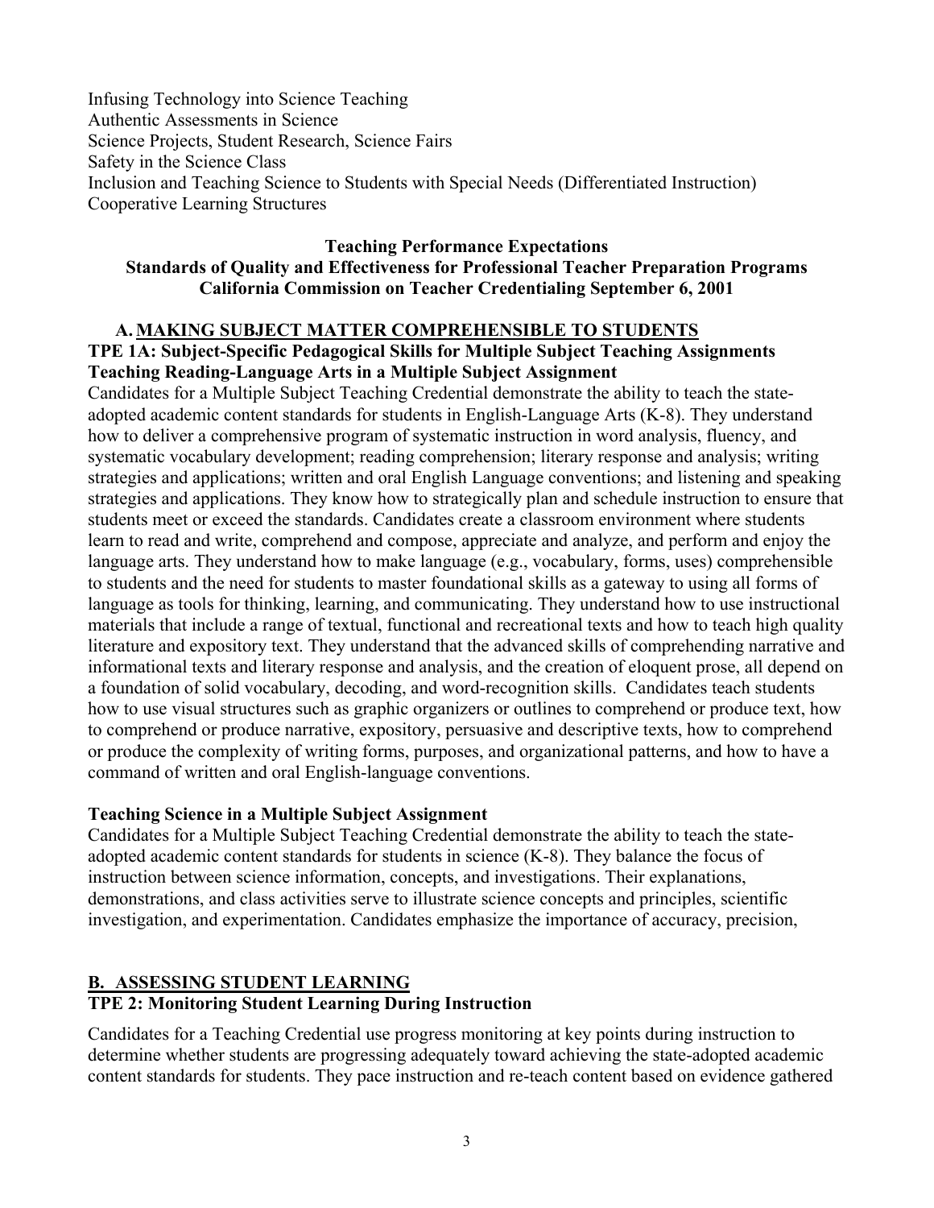Infusing Technology into Science Teaching
Authentic Assessments in Science
Science Projects, Student Research, Science Fairs
Safety in the Science Class
Inclusion and Teaching Science to Students with Special Needs (Differentiated Instruction)
Cooperative Learning Structures

**Teaching Performance Expectations**
**Standards of Quality and Effectiveness for Professional Teacher Preparation Programs**
**California Commission on Teacher Credentialing September 6, 2001**

## A. MAKING SUBJECT MATTER COMPREHENSIBLE TO STUDENTS

**TPE 1A: Subject-Specific Pedagogical Skills for Multiple Subject Teaching Assignments**
**Teaching Reading-Language Arts in a Multiple Subject Assignment**

Candidates for a Multiple Subject Teaching Credential demonstrate the ability to teach the state-adopted academic content standards for students in English-Language Arts (K-8). They understand how to deliver a comprehensive program of systematic instruction in word analysis, fluency, and systematic vocabulary development; reading comprehension; literary response and analysis; writing strategies and applications; written and oral English Language conventions; and listening and speaking strategies and applications. They know how to strategically plan and schedule instruction to ensure that students meet or exceed the standards. Candidates create a classroom environment where students learn to read and write, comprehend and compose, appreciate and analyze, and perform and enjoy the language arts. They understand how to make language (e.g., vocabulary, forms, uses) comprehensible to students and the need for students to master foundational skills as a gateway to using all forms of language as tools for thinking, learning, and communicating. They understand how to use instructional materials that include a range of textual, functional and recreational texts and how to teach high quality literature and expository text. They understand that the advanced skills of comprehending narrative and informational texts and literary response and analysis, and the creation of eloquent prose, all depend on a foundation of solid vocabulary, decoding, and word-recognition skills. Candidates teach students how to use visual structures such as graphic organizers or outlines to comprehend or produce text, how to comprehend or produce narrative, expository, persuasive and descriptive texts, how to comprehend or produce the complexity of writing forms, purposes, and organizational patterns, and how to have a command of written and oral English-language conventions.

**Teaching Science in a Multiple Subject Assignment**

Candidates for a Multiple Subject Teaching Credential demonstrate the ability to teach the state-adopted academic content standards for students in science (K-8). They balance the focus of instruction between science information, concepts, and investigations. Their explanations, demonstrations, and class activities serve to illustrate science concepts and principles, scientific investigation, and experimentation. Candidates emphasize the importance of accuracy, precision,

## B. ASSESSING STUDENT LEARNING

**TPE 2: Monitoring Student Learning During Instruction**

Candidates for a Teaching Credential use progress monitoring at key points during instruction to determine whether students are progressing adequately toward achieving the state-adopted academic content standards for students. They pace instruction and re-teach content based on evidence gathered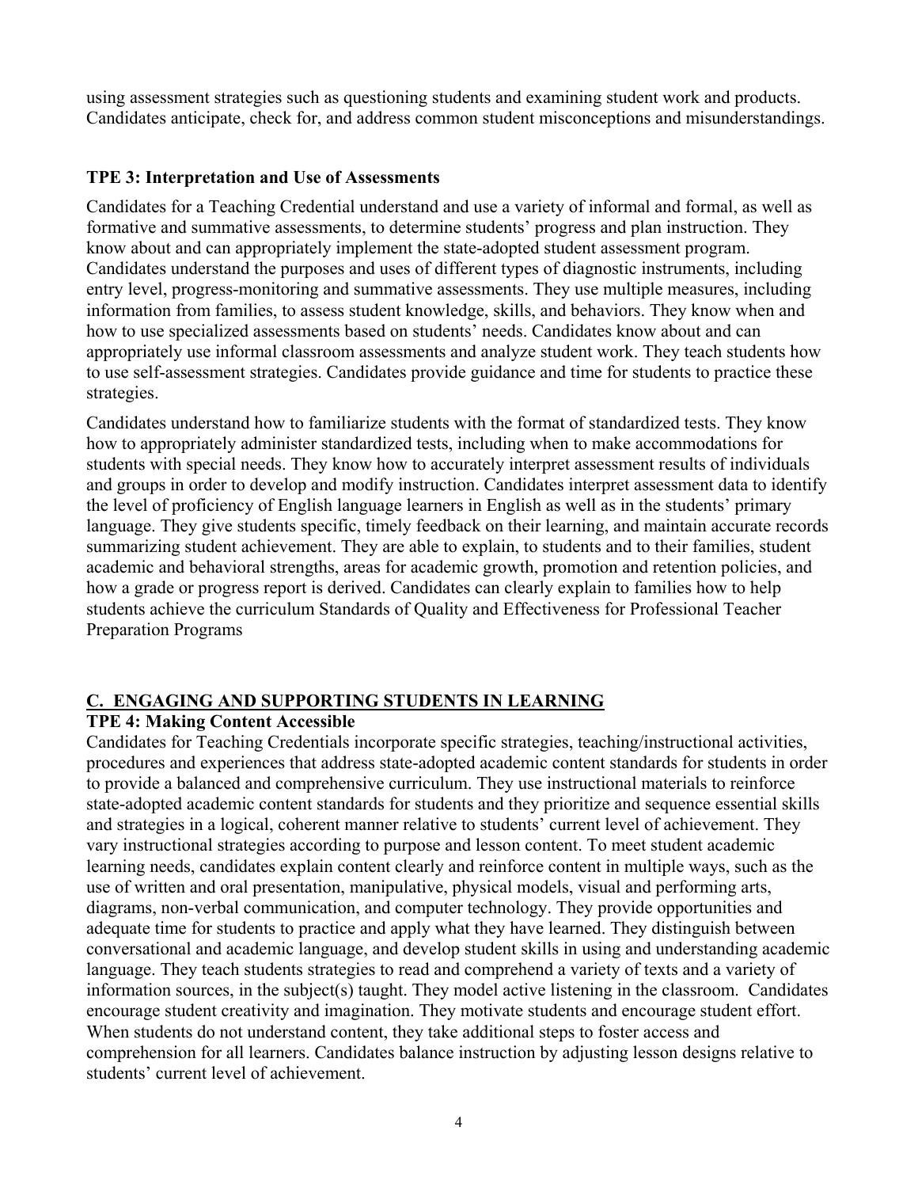using assessment strategies such as questioning students and examining student work and products. Candidates anticipate, check for, and address common student misconceptions and misunderstandings.

### TPE 3: Interpretation and Use of Assessments

Candidates for a Teaching Credential understand and use a variety of informal and formal, as well as formative and summative assessments, to determine students' progress and plan instruction. They know about and can appropriately implement the state-adopted student assessment program. Candidates understand the purposes and uses of different types of diagnostic instruments, including entry level, progress-monitoring and summative assessments. They use multiple measures, including information from families, to assess student knowledge, skills, and behaviors. They know when and how to use specialized assessments based on students' needs. Candidates know about and can appropriately use informal classroom assessments and analyze student work. They teach students how to use self-assessment strategies. Candidates provide guidance and time for students to practice these strategies.

Candidates understand how to familiarize students with the format of standardized tests. They know how to appropriately administer standardized tests, including when to make accommodations for students with special needs. They know how to accurately interpret assessment results of individuals and groups in order to develop and modify instruction. Candidates interpret assessment data to identify the level of proficiency of English language learners in English as well as in the students' primary language. They give students specific, timely feedback on their learning, and maintain accurate records summarizing student achievement. They are able to explain, to students and to their families, student academic and behavioral strengths, areas for academic growth, promotion and retention policies, and how a grade or progress report is derived. Candidates can clearly explain to families how to help students achieve the curriculum Standards of Quality and Effectiveness for Professional Teacher Preparation Programs

## C. ENGAGING AND SUPPORTING STUDENTS IN LEARNING

### TPE 4: Making Content Accessible

Candidates for Teaching Credentials incorporate specific strategies, teaching/instructional activities, procedures and experiences that address state-adopted academic content standards for students in order to provide a balanced and comprehensive curriculum. They use instructional materials to reinforce state-adopted academic content standards for students and they prioritize and sequence essential skills and strategies in a logical, coherent manner relative to students' current level of achievement. They vary instructional strategies according to purpose and lesson content. To meet student academic learning needs, candidates explain content clearly and reinforce content in multiple ways, such as the use of written and oral presentation, manipulative, physical models, visual and performing arts, diagrams, non-verbal communication, and computer technology. They provide opportunities and adequate time for students to practice and apply what they have learned. They distinguish between conversational and academic language, and develop student skills in using and understanding academic language. They teach students strategies to read and comprehend a variety of texts and a variety of information sources, in the subject(s) taught. They model active listening in the classroom. Candidates encourage student creativity and imagination. They motivate students and encourage student effort. When students do not understand content, they take additional steps to foster access and comprehension for all learners. Candidates balance instruction by adjusting lesson designs relative to students' current level of achievement.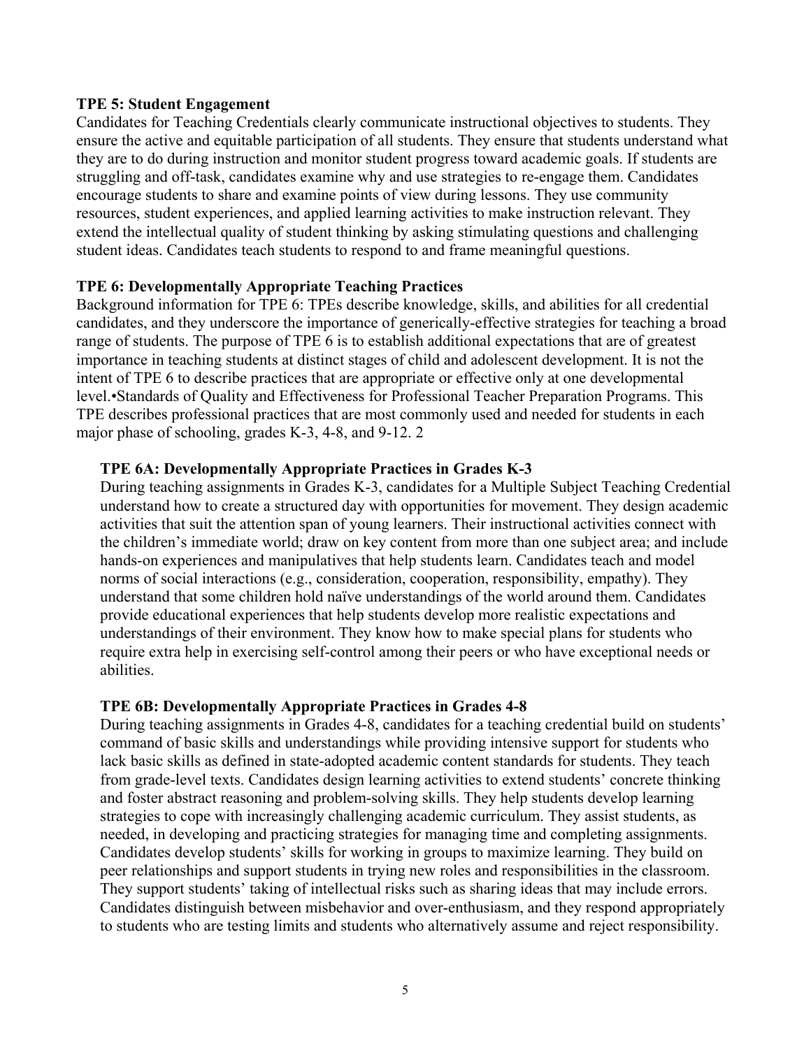**TPE 5: Student Engagement**

Candidates for Teaching Credentials clearly communicate instructional objectives to students. They ensure the active and equitable participation of all students. They ensure that students understand what they are to do during instruction and monitor student progress toward academic goals. If students are struggling and off-task, candidates examine why and use strategies to re-engage them. Candidates encourage students to share and examine points of view during lessons. They use community resources, student experiences, and applied learning activities to make instruction relevant. They extend the intellectual quality of student thinking by asking stimulating questions and challenging student ideas. Candidates teach students to respond to and frame meaningful questions.

**TPE 6: Developmentally Appropriate Teaching Practices**

Background information for TPE 6: TPEs describe knowledge, skills, and abilities for all credential candidates, and they underscore the importance of generically-effective strategies for teaching a broad range of students. The purpose of TPE 6 is to establish additional expectations that are of greatest importance in teaching students at distinct stages of child and adolescent development. It is not the intent of TPE 6 to describe practices that are appropriate or effective only at one developmental level.•Standards of Quality and Effectiveness for Professional Teacher Preparation Programs. This TPE describes professional practices that are most commonly used and needed for students in each major phase of schooling, grades K-3, 4-8, and 9-12. 2

**TPE 6A: Developmentally Appropriate Practices in Grades K-3**

During teaching assignments in Grades K-3, candidates for a Multiple Subject Teaching Credential understand how to create a structured day with opportunities for movement. They design academic activities that suit the attention span of young learners. Their instructional activities connect with the children's immediate world; draw on key content from more than one subject area; and include hands-on experiences and manipulatives that help students learn. Candidates teach and model norms of social interactions (e.g., consideration, cooperation, responsibility, empathy). They understand that some children hold naïve understandings of the world around them. Candidates provide educational experiences that help students develop more realistic expectations and understandings of their environment. They know how to make special plans for students who require extra help in exercising self-control among their peers or who have exceptional needs or abilities.

**TPE 6B: Developmentally Appropriate Practices in Grades 4-8**

During teaching assignments in Grades 4-8, candidates for a teaching credential build on students' command of basic skills and understandings while providing intensive support for students who lack basic skills as defined in state-adopted academic content standards for students. They teach from grade-level texts. Candidates design learning activities to extend students' concrete thinking and foster abstract reasoning and problem-solving skills. They help students develop learning strategies to cope with increasingly challenging academic curriculum. They assist students, as needed, in developing and practicing strategies for managing time and completing assignments. Candidates develop students' skills for working in groups to maximize learning. They build on peer relationships and support students in trying new roles and responsibilities in the classroom. They support students' taking of intellectual risks such as sharing ideas that may include errors. Candidates distinguish between misbehavior and over-enthusiasm, and they respond appropriately to students who are testing limits and students who alternatively assume and reject responsibility.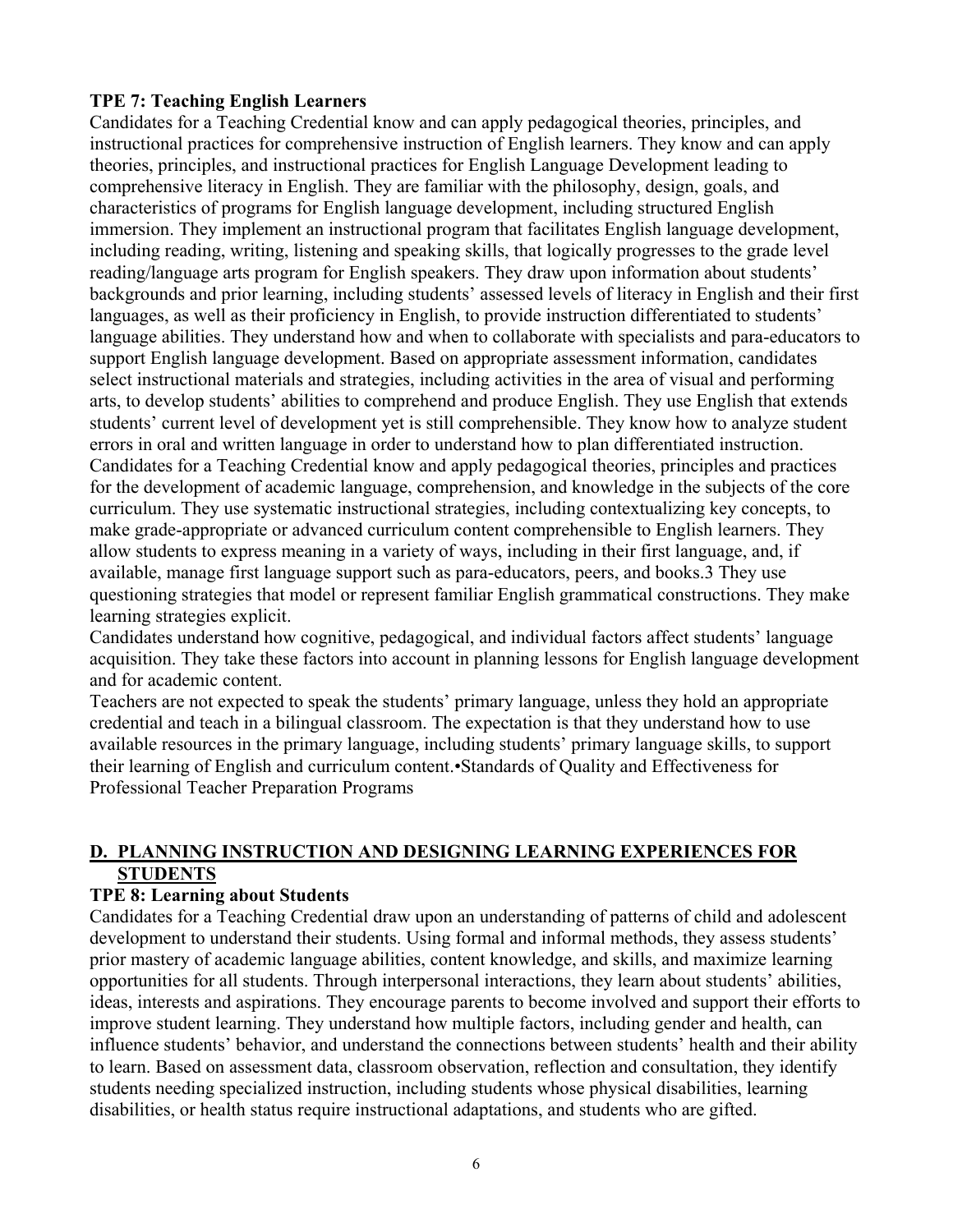### TPE 7: Teaching English Learners

Candidates for a Teaching Credential know and can apply pedagogical theories, principles, and instructional practices for comprehensive instruction of English learners. They know and can apply theories, principles, and instructional practices for English Language Development leading to comprehensive literacy in English. They are familiar with the philosophy, design, goals, and characteristics of programs for English language development, including structured English immersion. They implement an instructional program that facilitates English language development, including reading, writing, listening and speaking skills, that logically progresses to the grade level reading/language arts program for English speakers. They draw upon information about students' backgrounds and prior learning, including students' assessed levels of literacy in English and their first languages, as well as their proficiency in English, to provide instruction differentiated to students' language abilities. They understand how and when to collaborate with specialists and para-educators to support English language development. Based on appropriate assessment information, candidates select instructional materials and strategies, including activities in the area of visual and performing arts, to develop students' abilities to comprehend and produce English. They use English that extends students' current level of development yet is still comprehensible. They know how to analyze student errors in oral and written language in order to understand how to plan differentiated instruction. Candidates for a Teaching Credential know and apply pedagogical theories, principles and practices for the development of academic language, comprehension, and knowledge in the subjects of the core curriculum. They use systematic instructional strategies, including contextualizing key concepts, to make grade-appropriate or advanced curriculum content comprehensible to English learners. They allow students to express meaning in a variety of ways, including in their first language, and, if available, manage first language support such as para-educators, peers, and books.[3] They use questioning strategies that model or represent familiar English grammatical constructions. They make learning strategies explicit.

Candidates understand how cognitive, pedagogical, and individual factors affect students' language acquisition. They take these factors into account in planning lessons for English language development and for academic content.

Teachers are not expected to speak the students' primary language, unless they hold an appropriate credential and teach in a bilingual classroom. The expectation is that they understand how to use available resources in the primary language, including students' primary language skills, to support their learning of English and curriculum content.•Standards of Quality and Effectiveness for Professional Teacher Preparation Programs

## D. PLANNING INSTRUCTION AND DESIGNING LEARNING EXPERIENCES FOR STUDENTS

### TPE 8: Learning about Students

Candidates for a Teaching Credential draw upon an understanding of patterns of child and adolescent development to understand their students. Using formal and informal methods, they assess students' prior mastery of academic language abilities, content knowledge, and skills, and maximize learning opportunities for all students. Through interpersonal interactions, they learn about students' abilities, ideas, interests and aspirations. They encourage parents to become involved and support their efforts to improve student learning. They understand how multiple factors, including gender and health, can influence students' behavior, and understand the connections between students' health and their ability to learn. Based on assessment data, classroom observation, reflection and consultation, they identify students needing specialized instruction, including students whose physical disabilities, learning disabilities, or health status require instructional adaptations, and students who are gifted.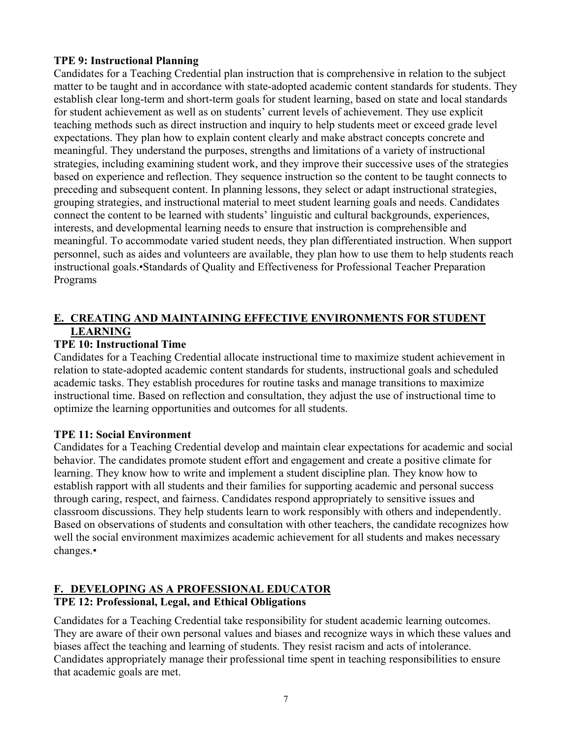**TPE 9: Instructional Planning**

Candidates for a Teaching Credential plan instruction that is comprehensive in relation to the subject matter to be taught and in accordance with state-adopted academic content standards for students. They establish clear long-term and short-term goals for student learning, based on state and local standards for student achievement as well as on students' current levels of achievement. They use explicit teaching methods such as direct instruction and inquiry to help students meet or exceed grade level expectations. They plan how to explain content clearly and make abstract concepts concrete and meaningful. They understand the purposes, strengths and limitations of a variety of instructional strategies, including examining student work, and they improve their successive uses of the strategies based on experience and reflection. They sequence instruction so the content to be taught connects to preceding and subsequent content. In planning lessons, they select or adapt instructional strategies, grouping strategies, and instructional material to meet student learning goals and needs. Candidates connect the content to be learned with students' linguistic and cultural backgrounds, experiences, interests, and developmental learning needs to ensure that instruction is comprehensible and meaningful. To accommodate varied student needs, they plan differentiated instruction. When support personnel, such as aides and volunteers are available, they plan how to use them to help students reach instructional goals.•Standards of Quality and Effectiveness for Professional Teacher Preparation Programs

## E. CREATING AND MAINTAINING EFFECTIVE ENVIRONMENTS FOR STUDENT LEARNING

**TPE 10: Instructional Time**

Candidates for a Teaching Credential allocate instructional time to maximize student achievement in relation to state-adopted academic content standards for students, instructional goals and scheduled academic tasks. They establish procedures for routine tasks and manage transitions to maximize instructional time. Based on reflection and consultation, they adjust the use of instructional time to optimize the learning opportunities and outcomes for all students.

**TPE 11: Social Environment**

Candidates for a Teaching Credential develop and maintain clear expectations for academic and social behavior. The candidates promote student effort and engagement and create a positive climate for learning. They know how to write and implement a student discipline plan. They know how to establish rapport with all students and their families for supporting academic and personal success through caring, respect, and fairness. Candidates respond appropriately to sensitive issues and classroom discussions. They help students learn to work responsibly with others and independently. Based on observations of students and consultation with other teachers, the candidate recognizes how well the social environment maximizes academic achievement for all students and makes necessary changes.•

## F. DEVELOPING AS A PROFESSIONAL EDUCATOR

**TPE 12: Professional, Legal, and Ethical Obligations**

Candidates for a Teaching Credential take responsibility for student academic learning outcomes. They are aware of their own personal values and biases and recognize ways in which these values and biases affect the teaching and learning of students. They resist racism and acts of intolerance. Candidates appropriately manage their professional time spent in teaching responsibilities to ensure that academic goals are met.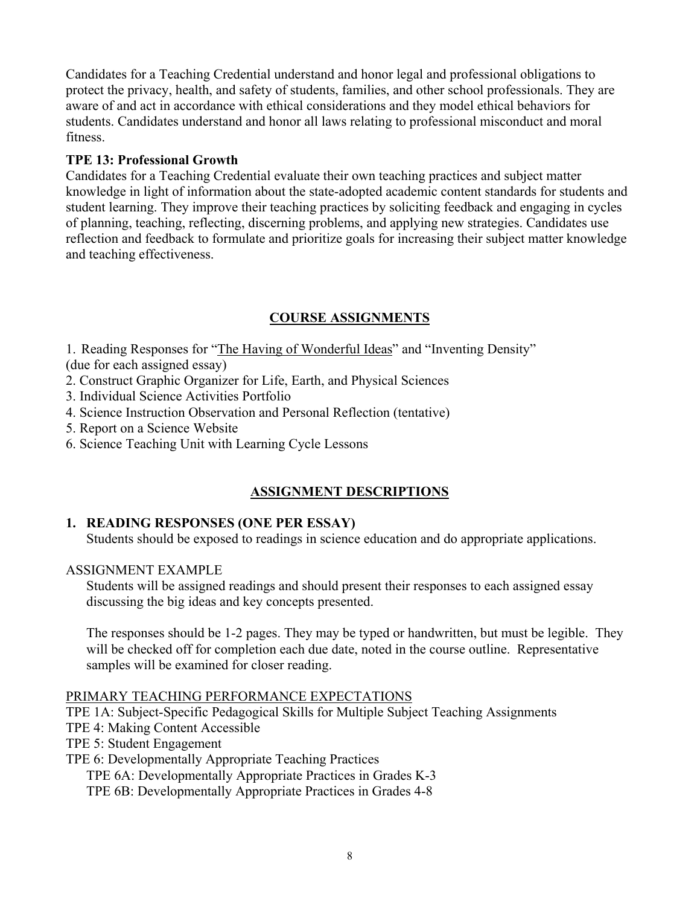Candidates for a Teaching Credential understand and honor legal and professional obligations to protect the privacy, health, and safety of students, families, and other school professionals. They are aware of and act in accordance with ethical considerations and they model ethical behaviors for students. Candidates understand and honor all laws relating to professional misconduct and moral fitness.

**TPE 13: Professional Growth**

Candidates for a Teaching Credential evaluate their own teaching practices and subject matter knowledge in light of information about the state-adopted academic content standards for students and student learning. They improve their teaching practices by soliciting feedback and engaging in cycles of planning, teaching, reflecting, discerning problems, and applying new strategies. Candidates use reflection and feedback to formulate and prioritize goals for increasing their subject matter knowledge and teaching effectiveness.

## COURSE ASSIGNMENTS

1. Reading Responses for "The Having of Wonderful Ideas" and "Inventing Density" (due for each assigned essay)
2. Construct Graphic Organizer for Life, Earth, and Physical Sciences
3. Individual Science Activities Portfolio
4. Science Instruction Observation and Personal Reflection (tentative)
5. Report on a Science Website
6. Science Teaching Unit with Learning Cycle Lessons

## ASSIGNMENT DESCRIPTIONS

### 1. READING RESPONSES (ONE PER ESSAY)

Students should be exposed to readings in science education and do appropriate applications.

ASSIGNMENT EXAMPLE

Students will be assigned readings and should present their responses to each assigned essay discussing the big ideas and key concepts presented.

The responses should be 1-2 pages. They may be typed or handwritten, but must be legible. They will be checked off for completion each due date, noted in the course outline. Representative samples will be examined for closer reading.

PRIMARY TEACHING PERFORMANCE EXPECTATIONS

- TPE 1A: Subject-Specific Pedagogical Skills for Multiple Subject Teaching Assignments
- TPE 4: Making Content Accessible
- TPE 5: Student Engagement
- TPE 6: Developmentally Appropriate Teaching Practices
  - TPE 6A: Developmentally Appropriate Practices in Grades K-3
  - TPE 6B: Developmentally Appropriate Practices in Grades 4-8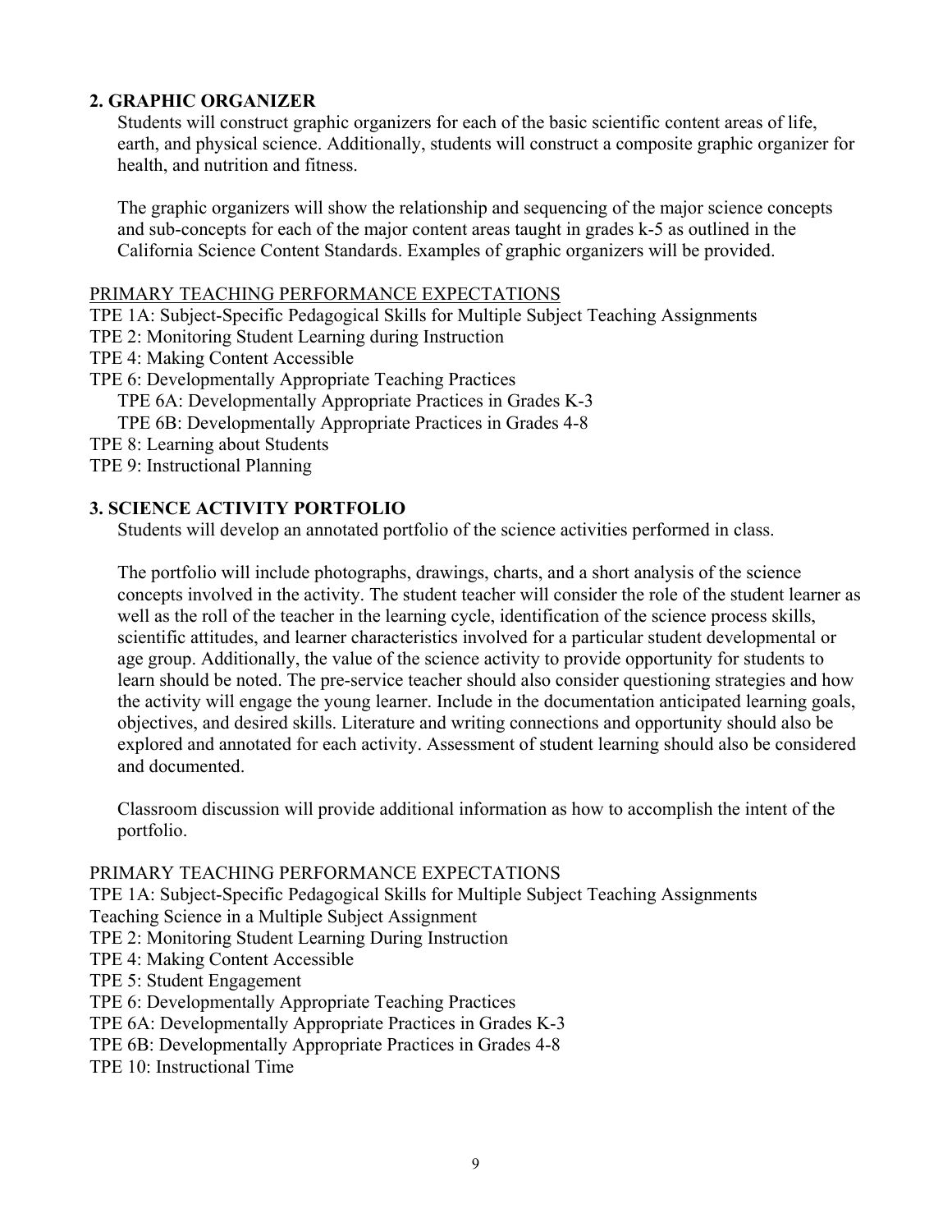### 2. GRAPHIC ORGANIZER

Students will construct graphic organizers for each of the basic scientific content areas of life, earth, and physical science. Additionally, students will construct a composite graphic organizer for health, and nutrition and fitness.

The graphic organizers will show the relationship and sequencing of the major science concepts and sub-concepts for each of the major content areas taught in grades k-5 as outlined in the California Science Content Standards. Examples of graphic organizers will be provided.

<u>PRIMARY TEACHING PERFORMANCE EXPECTATIONS</u>

TPE 1A: Subject-Specific Pedagogical Skills for Multiple Subject Teaching Assignments
TPE 2: Monitoring Student Learning during Instruction
TPE 4: Making Content Accessible
TPE 6: Developmentally Appropriate Teaching Practices
  TPE 6A: Developmentally Appropriate Practices in Grades K-3
  TPE 6B: Developmentally Appropriate Practices in Grades 4-8
TPE 8: Learning about Students
TPE 9: Instructional Planning

### 3. SCIENCE ACTIVITY PORTFOLIO

Students will develop an annotated portfolio of the science activities performed in class.

The portfolio will include photographs, drawings, charts, and a short analysis of the science concepts involved in the activity. The student teacher will consider the role of the student learner as well as the roll of the teacher in the learning cycle, identification of the science process skills, scientific attitudes, and learner characteristics involved for a particular student developmental or age group. Additionally, the value of the science activity to provide opportunity for students to learn should be noted. The pre-service teacher should also consider questioning strategies and how the activity will engage the young learner. Include in the documentation anticipated learning goals, objectives, and desired skills. Literature and writing connections and opportunity should also be explored and annotated for each activity. Assessment of student learning should also be considered and documented.

Classroom discussion will provide additional information as how to accomplish the intent of the portfolio.

PRIMARY TEACHING PERFORMANCE EXPECTATIONS

TPE 1A: Subject-Specific Pedagogical Skills for Multiple Subject Teaching Assignments
Teaching Science in a Multiple Subject Assignment
TPE 2: Monitoring Student Learning During Instruction
TPE 4: Making Content Accessible
TPE 5: Student Engagement
TPE 6: Developmentally Appropriate Teaching Practices
TPE 6A: Developmentally Appropriate Practices in Grades K-3
TPE 6B: Developmentally Appropriate Practices in Grades 4-8
TPE 10: Instructional Time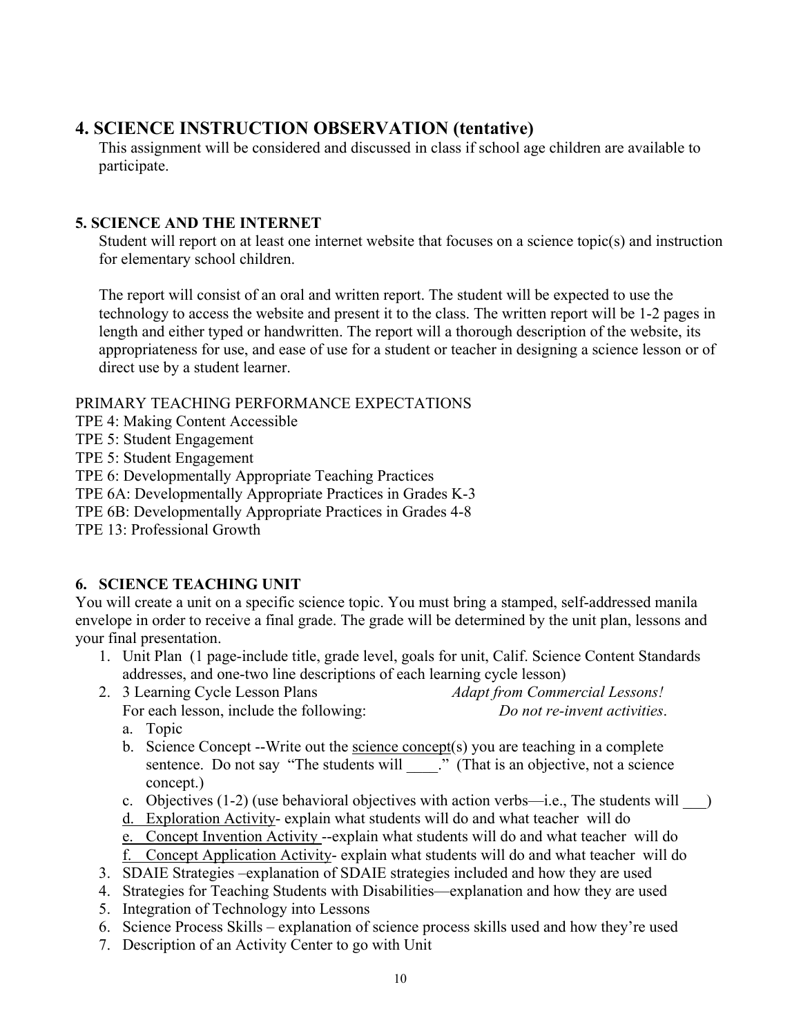## 4. SCIENCE INSTRUCTION OBSERVATION (tentative)

This assignment will be considered and discussed in class if school age children are available to participate.

### 5. SCIENCE AND THE INTERNET

Student will report on at least one internet website that focuses on a science topic(s) and instruction for elementary school children.

The report will consist of an oral and written report. The student will be expected to use the technology to access the website and present it to the class. The written report will be 1-2 pages in length and either typed or handwritten. The report will a thorough description of the website, its appropriateness for use, and ease of use for a student or teacher in designing a science lesson or of direct use by a student learner.

PRIMARY TEACHING PERFORMANCE EXPECTATIONS

TPE 4: Making Content Accessible
TPE 5: Student Engagement
TPE 5: Student Engagement
TPE 6: Developmentally Appropriate Teaching Practices
TPE 6A: Developmentally Appropriate Practices in Grades K-3
TPE 6B: Developmentally Appropriate Practices in Grades 4-8
TPE 13: Professional Growth

### 6. SCIENCE TEACHING UNIT

You will create a unit on a specific science topic. You must bring a stamped, self-addressed manila envelope in order to receive a final grade. The grade will be determined by the unit plan, lessons and your final presentation.

1. Unit Plan (1 page-include title, grade level, goals for unit, Calif. Science Content Standards addresses, and one-two line descriptions of each learning cycle lesson)
2. 3 Learning Cycle Lesson Plans *Adapt from Commercial Lessons! Do not re-invent activities*.
   For each lesson, include the following:
   a. Topic
   b. Science Concept --Write out the <u>science concept</u>(s) you are teaching in a complete sentence. Do not say "The students will ____." (That is an objective, not a science concept.)
   c. Objectives (1-2) (use behavioral objectives with action verbs—i.e., The students will ___)
   d. <u>Exploration Activity</u>- explain what students will do and what teacher will do
   e. <u>Concept Invention Activity</u> --explain what students will do and what teacher will do
   f. <u>Concept Application Activity</u>- explain what students will do and what teacher will do
3. SDAIE Strategies –explanation of SDAIE strategies included and how they are used
4. Strategies for Teaching Students with Disabilities—explanation and how they are used
5. Integration of Technology into Lessons
6. Science Process Skills – explanation of science process skills used and how they're used
7. Description of an Activity Center to go with Unit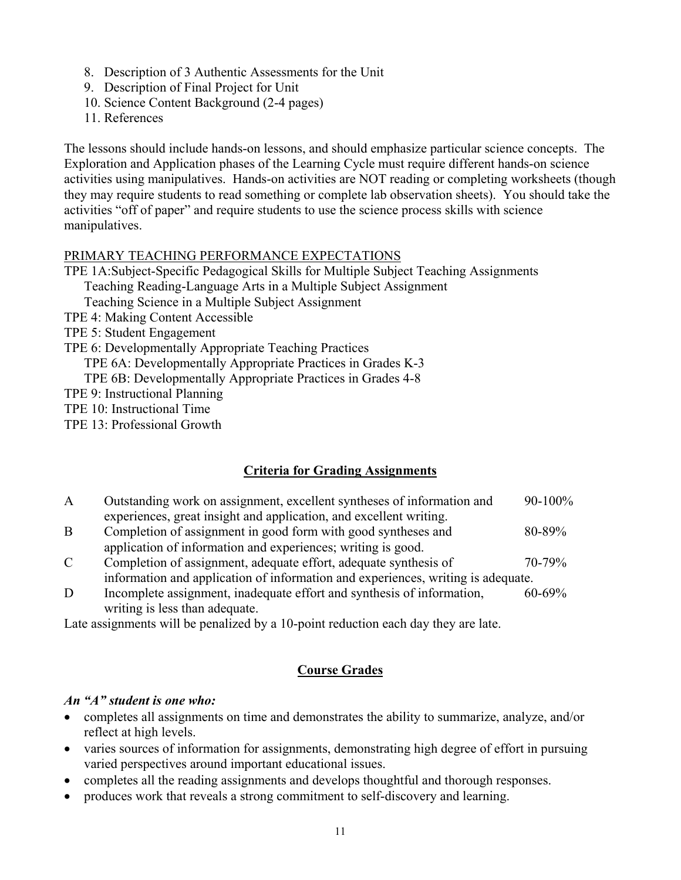8. Description of 3 Authentic Assessments for the Unit
9. Description of Final Project for Unit
10. Science Content Background (2-4 pages)
11. References

The lessons should include hands-on lessons, and should emphasize particular science concepts. The Exploration and Application phases of the Learning Cycle must require different hands-on science activities using manipulatives. Hands-on activities are NOT reading or completing worksheets (though they may require students to read something or complete lab observation sheets). You should take the activities "off of paper" and require students to use the science process skills with science manipulatives.

PRIMARY TEACHING PERFORMANCE EXPECTATIONS

TPE 1A:Subject-Specific Pedagogical Skills for Multiple Subject Teaching Assignments
- Teaching Reading-Language Arts in a Multiple Subject Assignment
- Teaching Science in a Multiple Subject Assignment

TPE 4: Making Content Accessible
TPE 5: Student Engagement
TPE 6: Developmentally Appropriate Teaching Practices
- TPE 6A: Developmentally Appropriate Practices in Grades K-3
- TPE 6B: Developmentally Appropriate Practices in Grades 4-8

TPE 9: Instructional Planning
TPE 10: Instructional Time
TPE 13: Professional Growth

## Criteria for Grading Assignments

| | | |
|---|---|---|
| A | Outstanding work on assignment, excellent syntheses of information and experiences, great insight and application, and excellent writing. | 90-100% |
| B | Completion of assignment in good form with good syntheses and application of information and experiences; writing is good. | 80-89% |
| C | Completion of assignment, adequate effort, adequate synthesis of information and application of information and experiences, writing is adequate. | 70-79% |
| D | Incomplete assignment, inadequate effort and synthesis of information, writing is less than adequate. | 60-69% |

Late assignments will be penalized by a 10-point reduction each day they are late.

## Course Grades

***An "A" student is one who:***

- completes all assignments on time and demonstrates the ability to summarize, analyze, and/or reflect at high levels.
- varies sources of information for assignments, demonstrating high degree of effort in pursuing varied perspectives around important educational issues.
- completes all the reading assignments and develops thoughtful and thorough responses.
- produces work that reveals a strong commitment to self-discovery and learning.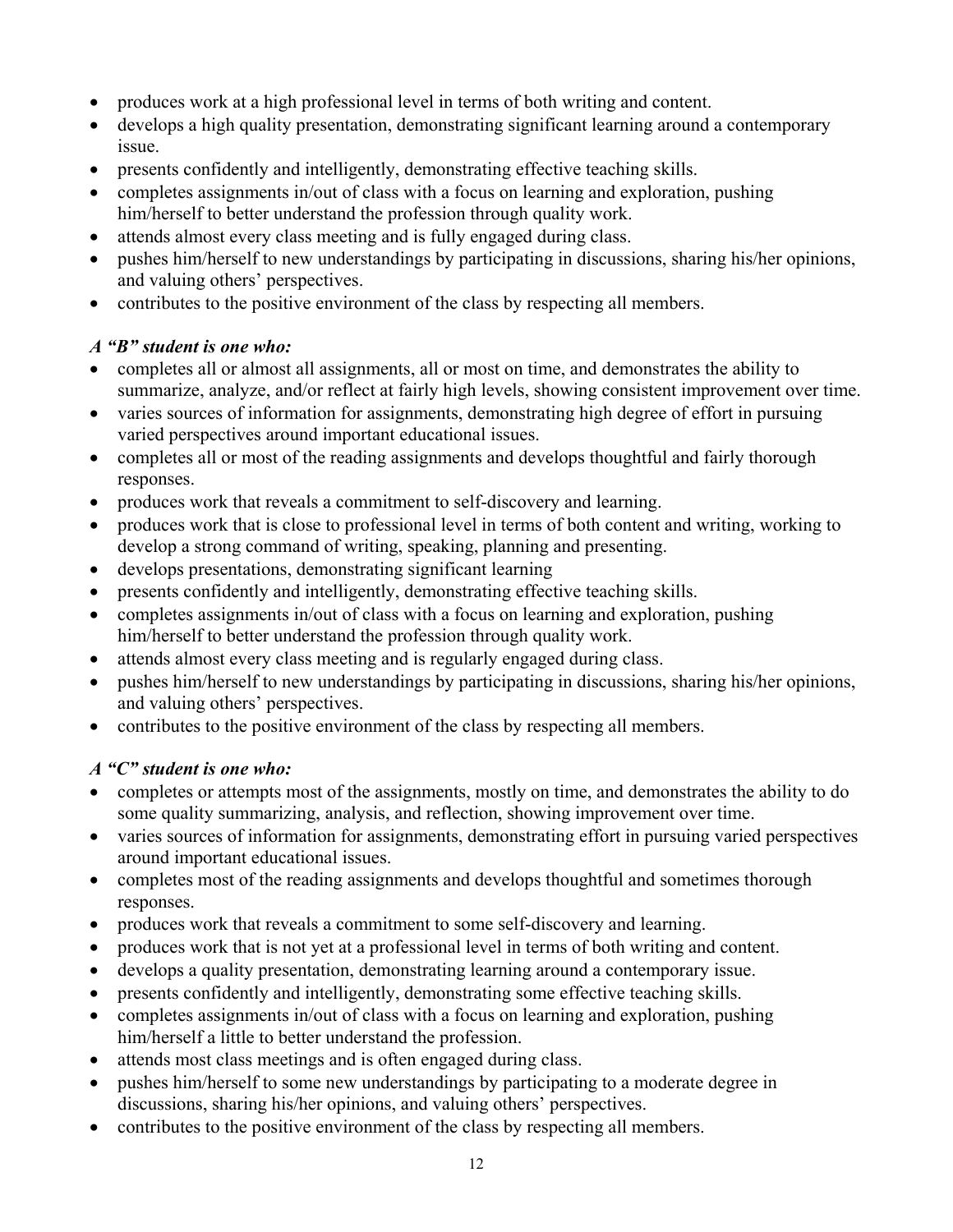- produces work at a high professional level in terms of both writing and content.
- develops a high quality presentation, demonstrating significant learning around a contemporary issue.
- presents confidently and intelligently, demonstrating effective teaching skills.
- completes assignments in/out of class with a focus on learning and exploration, pushing him/herself to better understand the profession through quality work.
- attends almost every class meeting and is fully engaged during class.
- pushes him/herself to new understandings by participating in discussions, sharing his/her opinions, and valuing others' perspectives.
- contributes to the positive environment of the class by respecting all members.

***A "B" student is one who:***

- completes all or almost all assignments, all or most on time, and demonstrates the ability to summarize, analyze, and/or reflect at fairly high levels, showing consistent improvement over time.
- varies sources of information for assignments, demonstrating high degree of effort in pursuing varied perspectives around important educational issues.
- completes all or most of the reading assignments and develops thoughtful and fairly thorough responses.
- produces work that reveals a commitment to self-discovery and learning.
- produces work that is close to professional level in terms of both content and writing, working to develop a strong command of writing, speaking, planning and presenting.
- develops presentations, demonstrating significant learning
- presents confidently and intelligently, demonstrating effective teaching skills.
- completes assignments in/out of class with a focus on learning and exploration, pushing him/herself to better understand the profession through quality work.
- attends almost every class meeting and is regularly engaged during class.
- pushes him/herself to new understandings by participating in discussions, sharing his/her opinions, and valuing others' perspectives.
- contributes to the positive environment of the class by respecting all members.

***A "C" student is one who:***

- completes or attempts most of the assignments, mostly on time, and demonstrates the ability to do some quality summarizing, analysis, and reflection, showing improvement over time.
- varies sources of information for assignments, demonstrating effort in pursuing varied perspectives around important educational issues.
- completes most of the reading assignments and develops thoughtful and sometimes thorough responses.
- produces work that reveals a commitment to some self-discovery and learning.
- produces work that is not yet at a professional level in terms of both writing and content.
- develops a quality presentation, demonstrating learning around a contemporary issue.
- presents confidently and intelligently, demonstrating some effective teaching skills.
- completes assignments in/out of class with a focus on learning and exploration, pushing him/herself a little to better understand the profession.
- attends most class meetings and is often engaged during class.
- pushes him/herself to some new understandings by participating to a moderate degree in discussions, sharing his/her opinions, and valuing others' perspectives.
- contributes to the positive environment of the class by respecting all members.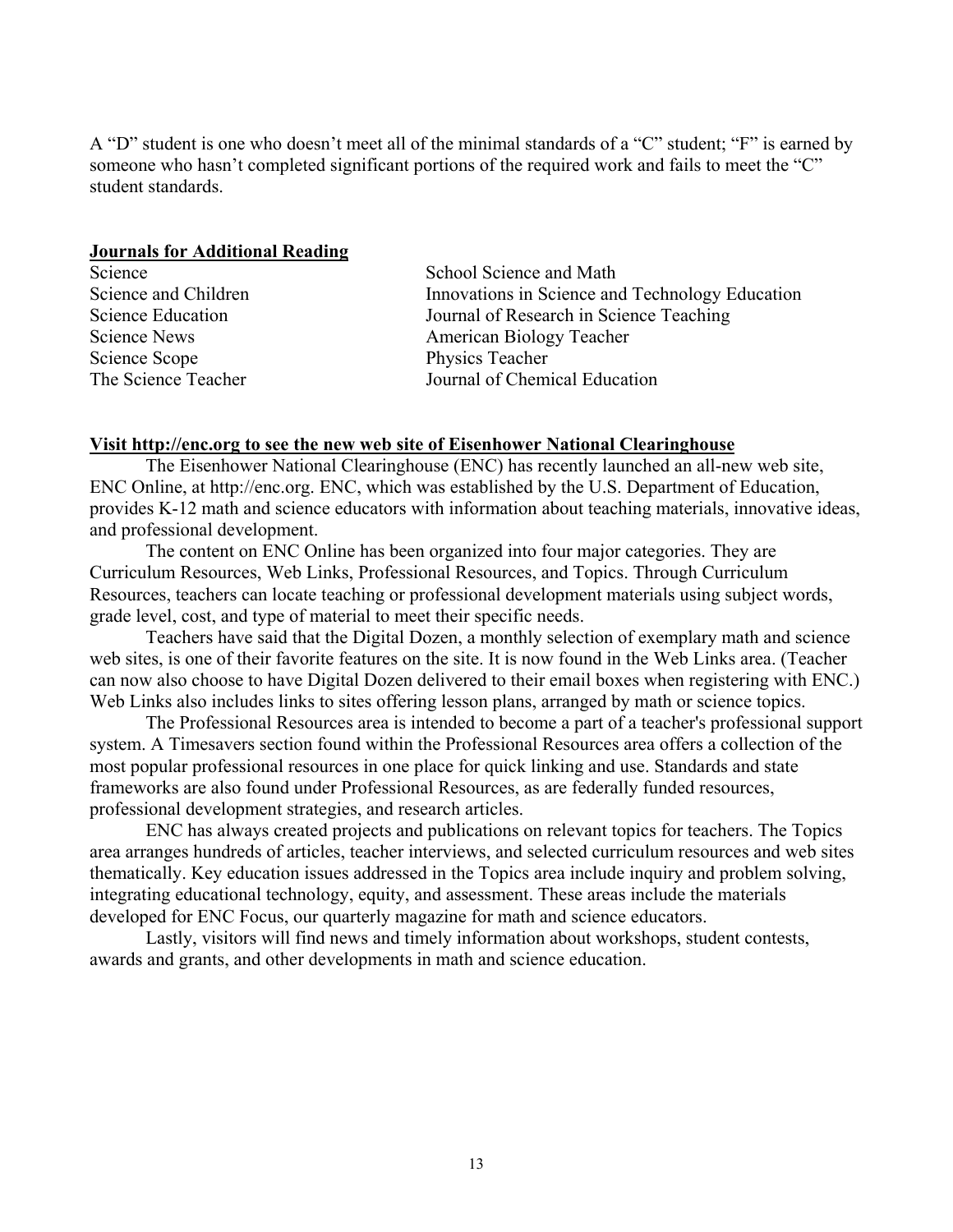A "D" student is one who doesn't meet all of the minimal standards of a "C" student; "F" is earned by someone who hasn't completed significant portions of the required work and fails to meet the "C" student standards.

**Journals for Additional Reading**

| | |
|---|---|
| Science | School Science and Math |
| Science and Children | Innovations in Science and Technology Education |
| Science Education | Journal of Research in Science Teaching |
| Science News | American Biology Teacher |
| Science Scope | Physics Teacher |
| The Science Teacher | Journal of Chemical Education |

**Visit http://enc.org to see the new web site of Eisenhower National Clearinghouse**

The Eisenhower National Clearinghouse (ENC) has recently launched an all-new web site, ENC Online, at http://enc.org. ENC, which was established by the U.S. Department of Education, provides K-12 math and science educators with information about teaching materials, innovative ideas, and professional development.

The content on ENC Online has been organized into four major categories. They are Curriculum Resources, Web Links, Professional Resources, and Topics. Through Curriculum Resources, teachers can locate teaching or professional development materials using subject words, grade level, cost, and type of material to meet their specific needs.

Teachers have said that the Digital Dozen, a monthly selection of exemplary math and science web sites, is one of their favorite features on the site. It is now found in the Web Links area. (Teacher can now also choose to have Digital Dozen delivered to their email boxes when registering with ENC.) Web Links also includes links to sites offering lesson plans, arranged by math or science topics.

The Professional Resources area is intended to become a part of a teacher's professional support system. A Timesavers section found within the Professional Resources area offers a collection of the most popular professional resources in one place for quick linking and use. Standards and state frameworks are also found under Professional Resources, as are federally funded resources, professional development strategies, and research articles.

ENC has always created projects and publications on relevant topics for teachers. The Topics area arranges hundreds of articles, teacher interviews, and selected curriculum resources and web sites thematically. Key education issues addressed in the Topics area include inquiry and problem solving, integrating educational technology, equity, and assessment. These areas include the materials developed for ENC Focus, our quarterly magazine for math and science educators.

Lastly, visitors will find news and timely information about workshops, student contests, awards and grants, and other developments in math and science education.